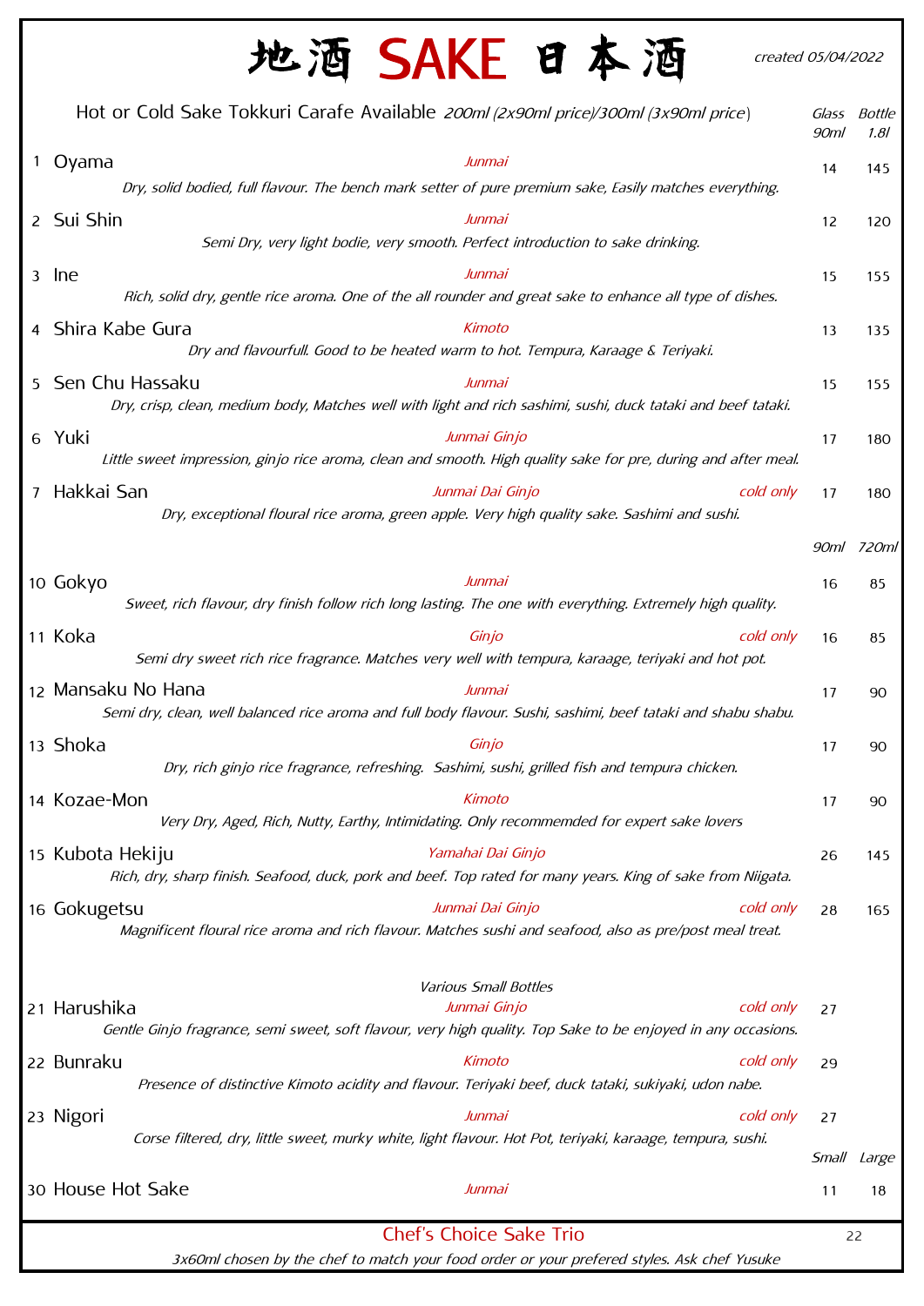# 地酒 SAKE 日本酒

*created 05/04/2022*

Hot or Cold Sake Tokkuri Carafe Available *200ml (2x90ml price)/300ml (3x90ml price)*

| # | Sake | Type | Note | Glass 90ml | Bottle 1.8l |
|---|---|---|---|---|---|
| 1 | Oyama | *Junmai* | | 14 | 145 |
| | *Dry, solid bodied, full flavour. The bench mark setter of pure premium sake, Easily matches everything.* | | | | |
| 2 | Sui Shin | *Junmai* | | 12 | 120 |
| | *Semi Dry, very light bodie, very smooth. Perfect introduction to sake drinking.* | | | | |
| 3 | Ine | *Junmai* | | 15 | 155 |
| | *Rich, solid dry, gentle rice aroma. One of the all rounder and great sake to enhance all type of dishes.* | | | | |
| 4 | Shira Kabe Gura | *Kimoto* | | 13 | 135 |
| | *Dry and flavourfull. Good to be heated warm to hot. Tempura, Karaage & Teriyaki.* | | | | |
| 5 | Sen Chu Hassaku | *Junmai* | | 15 | 155 |
| | *Dry, crisp, clean, medium body, Matches well with light and rich sashimi, sushi, duck tataki and beef tataki.* | | | | |
| 6 | Yuki | *Junmai Ginjo* | | 17 | 180 |
| | *Little sweet impression, ginjo rice aroma, clean and smooth. High quality sake for pre, during and after meal.* | | | | |
| 7 | Hakkai San | *Junmai Dai Ginjo* | *cold only* | 17 | 180 |
| | *Dry, exceptional floural rice aroma, green apple. Very high quality sake. Sashimi and sushi.* | | | | |

| # | Sake | Type | Note | 90ml | 720ml |
|---|---|---|---|---|---|
| 10 | Gokyo | *Junmai* | | 16 | 85 |
| | *Sweet, rich flavour, dry finish follow rich long lasting. The one with everything. Extremely high quality.* | | | | |
| 11 | Koka | *Ginjo* | *cold only* | 16 | 85 |
| | *Semi dry sweet rich rice fragrance. Matches very well with tempura, karaage, teriyaki and hot pot.* | | | | |
| 12 | Mansaku No Hana | *Junmai* | | 17 | 90 |
| | *Semi dry, clean, well balanced rice aroma and full body flavour. Sushi, sashimi, beef tataki and shabu shabu.* | | | | |
| 13 | Shoka | *Ginjo* | | 17 | 90 |
| | *Dry, rich ginjo rice fragrance, refreshing. Sashimi, sushi, grilled fish and tempura chicken.* | | | | |
| 14 | Kozae-Mon | *Kimoto* | | 17 | 90 |
| | *Very Dry, Aged, Rich, Nutty, Earthy, Intimidating. Only recommemded for expert sake lovers* | | | | |
| 15 | Kubota Hekiju | *Yamahai Dai Ginjo* | | 26 | 145 |
| | *Rich, dry, sharp finish. Seafood, duck, pork and beef. Top rated for many years. King of sake from Niigata.* | | | | |
| 16 | Gokugetsu | *Junmai Dai Ginjo* | *cold only* | 28 | 165 |
| | *Magnificent floural rice aroma and rich flavour. Matches sushi and seafood, also as pre/post meal treat.* | | | | |

*Various Small Bottles*

| # | Sake | Type | Note | Price |
|---|---|---|---|---|
| 21 | Harushika | *Junmai Ginjo* | *cold only* | 27 |
| | *Gentle Ginjo fragrance, semi sweet, soft flavour, very high quality. Top Sake to be enjoyed in any occasions.* | | | |
| 22 | Bunraku | *Kimoto* | *cold only* | 29 |
| | *Presence of distinctive Kimoto acidity and flavour. Teriyaki beef, duck tataki, sukiyaki, udon nabe.* | | | |
| 23 | Nigori | *Junmai* | *cold only* | 27 |
| | *Corse filtered, dry, little sweet, murky white, light flavour. Hot Pot, teriyaki, karaage, tempura, sushi.* | | | |

| # | Sake | Type | Small | Large |
|---|---|---|---|---|
| 30 | House Hot Sake | *Junmai* | 11 | 18 |

## Chef's Choice Sake Trio — 22

*3x60ml chosen by the chef to match your food order or your prefered styles. Ask chef Yusuke*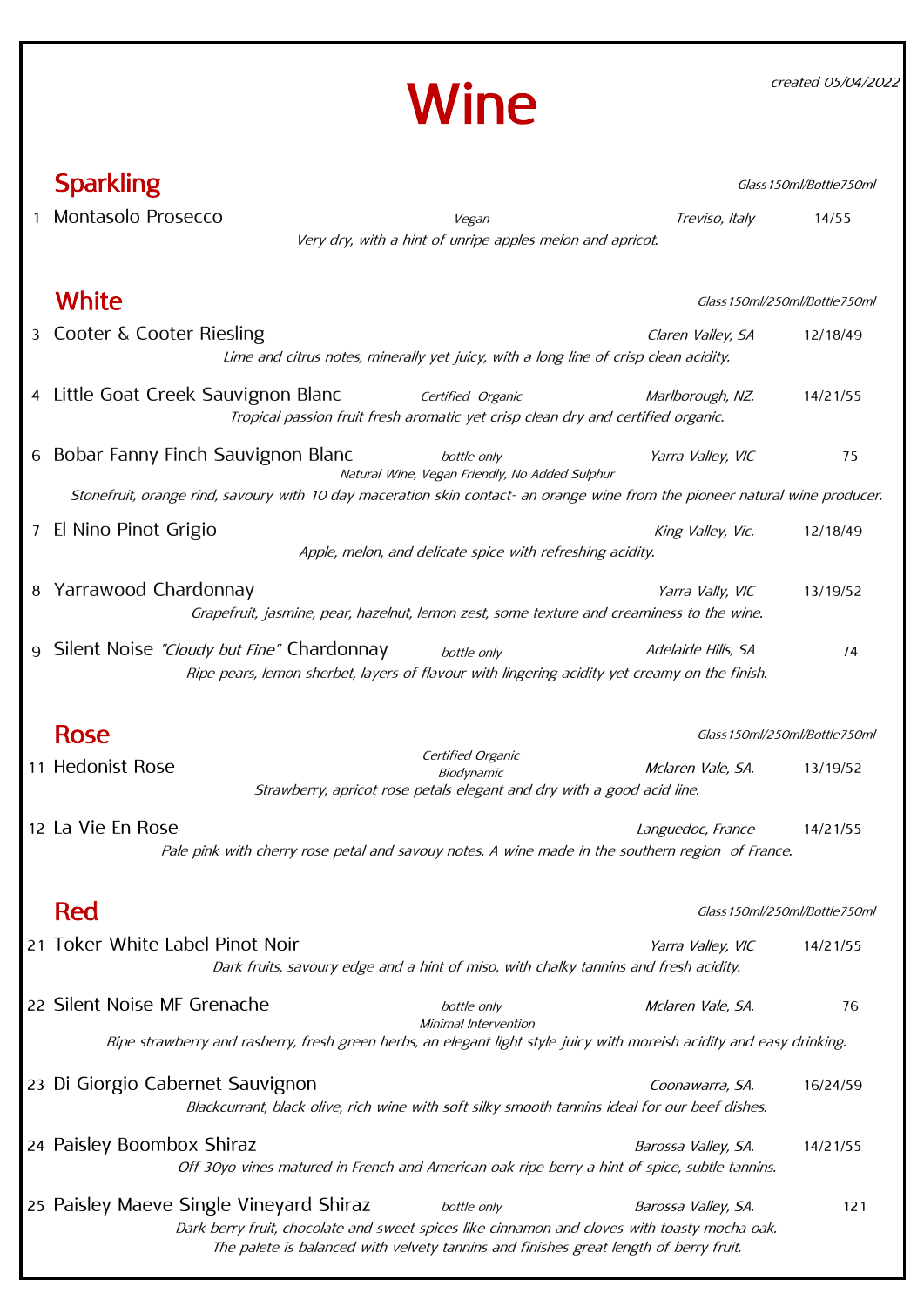# Wine

*created 05/04/2022*

## Sparkling

*Glass150ml/Bottle750ml*

1 Montasolo Prosecco — *Vegan* — *Treviso, Italy* — 14/55
*Very dry, with a hint of unripe apples melon and apricot.*

## White

*Glass150ml/250ml/Bottle750ml*

3 Cooter & Cooter Riesling — *Claren Valley, SA* — 12/18/49
*Lime and citrus notes, minerally yet juicy, with a long line of crisp clean acidity.*

4 Little Goat Creek Sauvignon Blanc — *Certified Organic* — *Marlborough, NZ.* — 14/21/55
*Tropical passion fruit fresh aromatic yet crisp clean dry and certified organic.*

6 Bobar Fanny Finch Sauvignon Blanc — *bottle only* — *Natural Wine, Vegan Friendly, No Added Sulphur* — *Yarra Valley, VIC* — 75
*Stonefruit, orange rind, savoury with 10 day maceration skin contact- an orange wine from the pioneer natural wine producer.*

7 El Nino Pinot Grigio — *King Valley, Vic.* — 12/18/49
*Apple, melon, and delicate spice with refreshing acidity.*

8 Yarrawood Chardonnay — *Yarra Vally, VIC* — 13/19/52
*Grapefruit, jasmine, pear, hazelnut, lemon zest, some texture and creaminess to the wine.*

9 Silent Noise *"Cloudy but Fine"* Chardonnay — *bottle only* — *Adelaide Hills, SA* — 74
*Ripe pears, lemon sherbet, layers of flavour with lingering acidity yet creamy on the finish.*

## Rose

*Glass150ml/250ml/Bottle750ml*

11 Hedonist Rose — *Certified Organic Biodynamic* — *Mclaren Vale, SA.* — 13/19/52
*Strawberry, apricot rose petals elegant and dry with a good acid line.*

12 La Vie En Rose — *Languedoc, France* — 14/21/55
*Pale pink with cherry rose petal and savouy notes. A wine made in the southern region of France.*

## Red

*Glass150ml/250ml/Bottle750ml*

21 Toker White Label Pinot Noir — *Yarra Valley, VIC* — 14/21/55
*Dark fruits, savoury edge and a hint of miso, with chalky tannins and fresh acidity.*

22 Silent Noise MF Grenache — *bottle only* — *Minimal Intervention* — *Mclaren Vale, SA.* — 76
*Ripe strawberry and rasberry, fresh green herbs, an elegant light style juicy with moreish acidity and easy drinking.*

23 Di Giorgio Cabernet Sauvignon — *Coonawarra, SA.* — 16/24/59
*Blackcurrant, black olive, rich wine with soft silky smooth tannins ideal for our beef dishes.*

24 Paisley Boombox Shiraz — *Barossa Valley, SA.* — 14/21/55
*Off 30yo vines matured in French and American oak ripe berry a hint of spice, subtle tannins.*

25 Paisley Maeve Single Vineyard Shiraz — *bottle only* — *Barossa Valley, SA.* — 121
*Dark berry fruit, chocolate and sweet spices like cinnamon and cloves with toasty mocha oak.*
*The palete is balanced with velvety tannins and finishes great length of berry fruit.*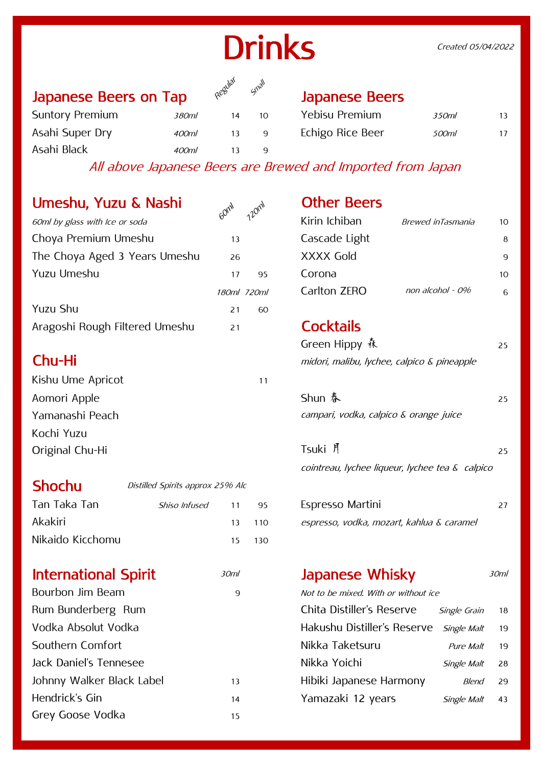# Drinks

*Created 05/04/2022*

## Japanese Beers on Tap

| | | Regular | Small |
|---|---|---|---|
| Suntory Premium | *380ml* | 14 | 10 |
| Asahi Super Dry | *400ml* | 13 | 9 |
| Asahi Black | *400ml* | 13 | 9 |

## Japanese Beers

| | | |
|---|---|---|
| Yebisu Premium | *350ml* | 13 |
| Echigo Rice Beer | *500ml* | 17 |

*All above Japanese Beers are Brewed and Imported from Japan*

## Umeshu, Yuzu & Nashi

*60ml by glass with Ice or soda*

| | 60ml | 720ml |
|---|---|---|
| Choya Premium Umeshu | 13 | |
| The Choya Aged 3 Years Umeshu | 26 | |
| Yuzu Umeshu | 17 | 95 |
| | *180ml* | *720ml* |
| Yuzu Shu | 21 | 60 |
| Aragoshi Rough Filtered Umeshu | 21 | |

## Chu-Hi

| | |
|---|---|
| Kishu Ume Apricot | 11 |
| Aomori Apple | |
| Yamanashi Peach | |
| Kochi Yuzu | |
| Original Chu-Hi | |

## Shochu

*Distilled Spirits approx 25% Alc*

| | | | |
|---|---|---|---|
| Tan Taka Tan | *Shiso Infused* | 11 | 95 |
| Akakiri | | 13 | 110 |
| Nikaido Kicchomu | | 15 | 130 |

## International Spirit

| | 30ml |
|---|---|
| Bourbon Jim Beam | 9 |
| Rum Bunderberg Rum | |
| Vodka Absolut Vodka | |
| Southern Comfort | |
| Jack Daniel's Tennesee | |
| Johnny Walker Black Label | 13 |
| Hendrick's Gin | 14 |
| Grey Goose Vodka | 15 |

## Other Beers

| | | |
|---|---|---|
| Kirin Ichiban | *Brewed inTasmania* | 10 |
| Cascade Light | | 8 |
| XXXX Gold | | 9 |
| Corona | | 10 |
| Carlton ZERO | *non alcohol - 0%* | 6 |

## Cocktails

Green Hippy 森 — 25
*midori, malibu, lychee, calpico & pineapple*

Shun 春 — 25
*campari, vodka, calpico & orange juice*

Tsuki 月 — 25
*cointreau, lychee liqueur, lychee tea & calpico*

Espresso Martini — 27
*espresso, vodka, mozart, kahlua & caramel*

## Japanese Whisky

*Not to be mixed. With or without ice*

| | | 30ml |
|---|---|---|
| Chita Distiller's Reserve | *Single Grain* | 18 |
| Hakushu Distiller's Reserve | *Single Malt* | 19 |
| Nikka Taketsuru | *Pure Malt* | 19 |
| Nikka Yoichi | *Single Malt* | 28 |
| Hibiki Japanese Harmony | *Blend* | 29 |
| Yamazaki 12 years | *Single Malt* | 43 |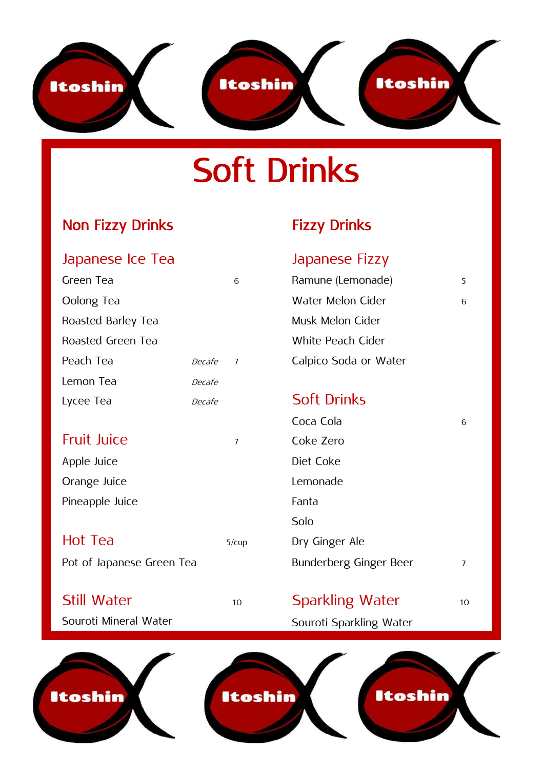# Soft Drinks

## Non Fizzy Drinks

### Japanese Ice Tea

| | | |
|---|---|---|
| Green Tea | | 6 |
| Oolong Tea | | |
| Roasted Barley Tea | | |
| Roasted Green Tea | | |
| Peach Tea | *Decafe* | 7 |
| Lemon Tea | *Decafe* | |
| Lycee Tea | *Decafe* | |

### Fruit Juice — 7

Apple Juice
Orange Juice
Pineapple Juice

### Hot Tea — 5/cup

Pot of Japanese Green Tea

### Still Water — 10

Souroti Mineral Water

## Fizzy Drinks

### Japanese Fizzy

| | |
|---|---|
| Ramune (Lemonade) | 5 |
| Water Melon Cider | 6 |
| Musk Melon Cider | |
| White Peach Cider | |
| Calpico Soda or Water | |

### Soft Drinks

| | |
|---|---|
| Coca Cola | 6 |
| Coke Zero | |
| Diet Coke | |
| Lemonade | |
| Fanta | |
| Solo | |
| Dry Ginger Ale | |
| Bunderberg Ginger Beer | 7 |

### Sparkling Water — 10

Souroti Sparkling Water